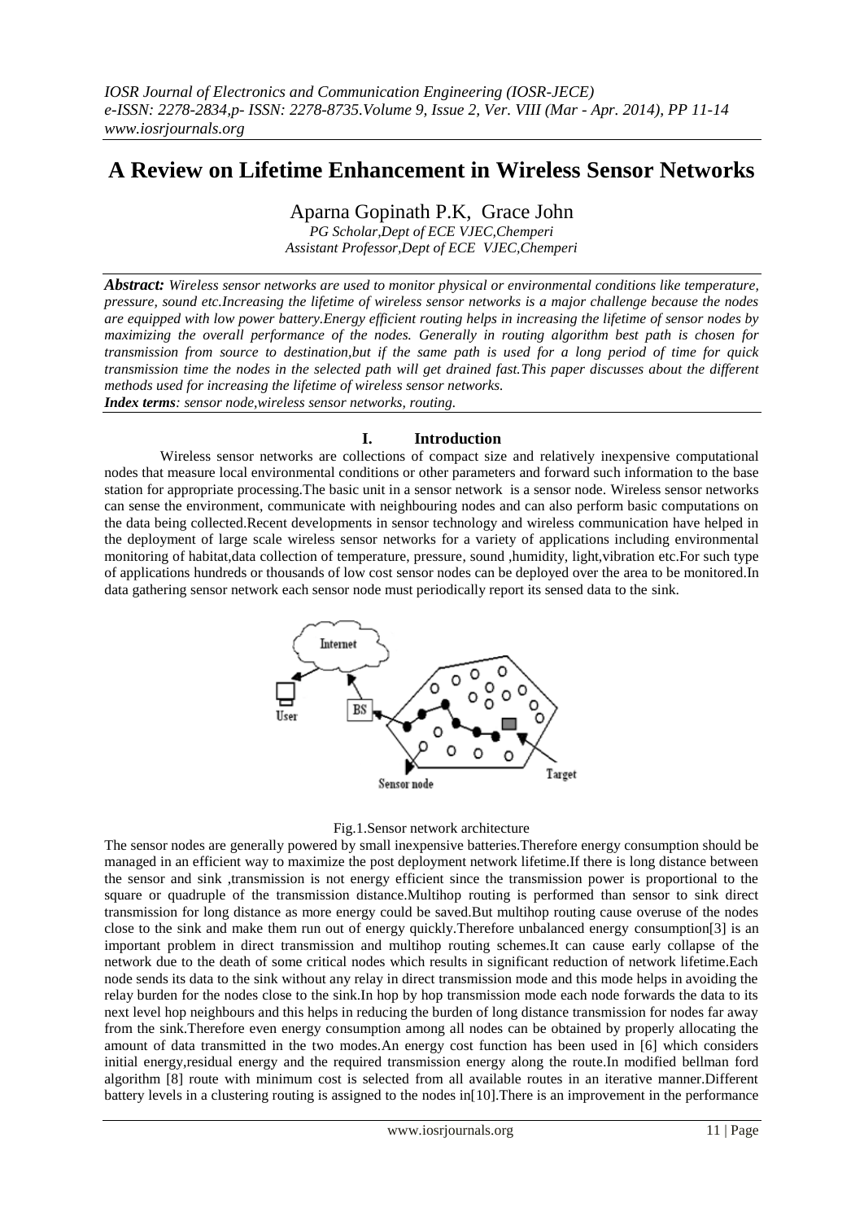# A Review on Lifetime Enhancement in Wireless Sensor Networks

Aparna Gopinath P.K, Grace John

*PG Scholar,Dept of ECE VJEC,Chemperi*
*Assistant Professor,Dept of ECE VJEC,Chemperi*

***Abstract:*** *Wireless sensor networks are used to monitor physical or environmental conditions like temperature, pressure, sound etc.Increasing the lifetime of wireless sensor networks is a major challenge because the nodes are equipped with low power battery.Energy efficient routing helps in increasing the lifetime of sensor nodes by maximizing the overall performance of the nodes. Generally in routing algorithm best path is chosen for transmission from source to destination,but if the same path is used for a long period of time for quick transmission time the nodes in the selected path will get drained fast.This paper discusses about the different methods used for increasing the lifetime of wireless sensor networks.*

***Index terms****: sensor node,wireless sensor networks, routing.*

## I. Introduction

Wireless sensor networks are collections of compact size and relatively inexpensive computational nodes that measure local environmental conditions or other parameters and forward such information to the base station for appropriate processing.The basic unit in a sensor network is a sensor node. Wireless sensor networks can sense the environment, communicate with neighbouring nodes and can also perform basic computations on the data being collected.Recent developments in sensor technology and wireless communication have helped in the deployment of large scale wireless sensor networks for a variety of applications including environmental monitoring of habitat,data collection of temperature, pressure, sound ,humidity, light,vibration etc.For such type of applications hundreds or thousands of low cost sensor nodes can be deployed over the area to be monitored.In data gathering sensor network each sensor node must periodically report its sensed data to the sink.

Fig.1.Sensor network architecture

The sensor nodes are generally powered by small inexpensive batteries.Therefore energy consumption should be managed in an efficient way to maximize the post deployment network lifetime.If there is long distance between the sensor and sink ,transmission is not energy efficient since the transmission power is proportional to the square or quadruple of the transmission distance.Multihop routing is performed than sensor to sink direct transmission for long distance as more energy could be saved.But multihop routing cause overuse of the nodes close to the sink and make them run out of energy quickly.Therefore unbalanced energy consumption[3] is an important problem in direct transmission and multihop routing schemes.It can cause early collapse of the network due to the death of some critical nodes which results in significant reduction of network lifetime.Each node sends its data to the sink without any relay in direct transmission mode and this mode helps in avoiding the relay burden for the nodes close to the sink.In hop by hop transmission mode each node forwards the data to its next level hop neighbours and this helps in reducing the burden of long distance transmission for nodes far away from the sink.Therefore even energy consumption among all nodes can be obtained by properly allocating the amount of data transmitted in the two modes.An energy cost function has been used in [6] which considers initial energy,residual energy and the required transmission energy along the route.In modified bellman ford algorithm [8] route with minimum cost is selected from all available routes in an iterative manner.Different battery levels in a clustering routing is assigned to the nodes in[10].There is an improvement in the performance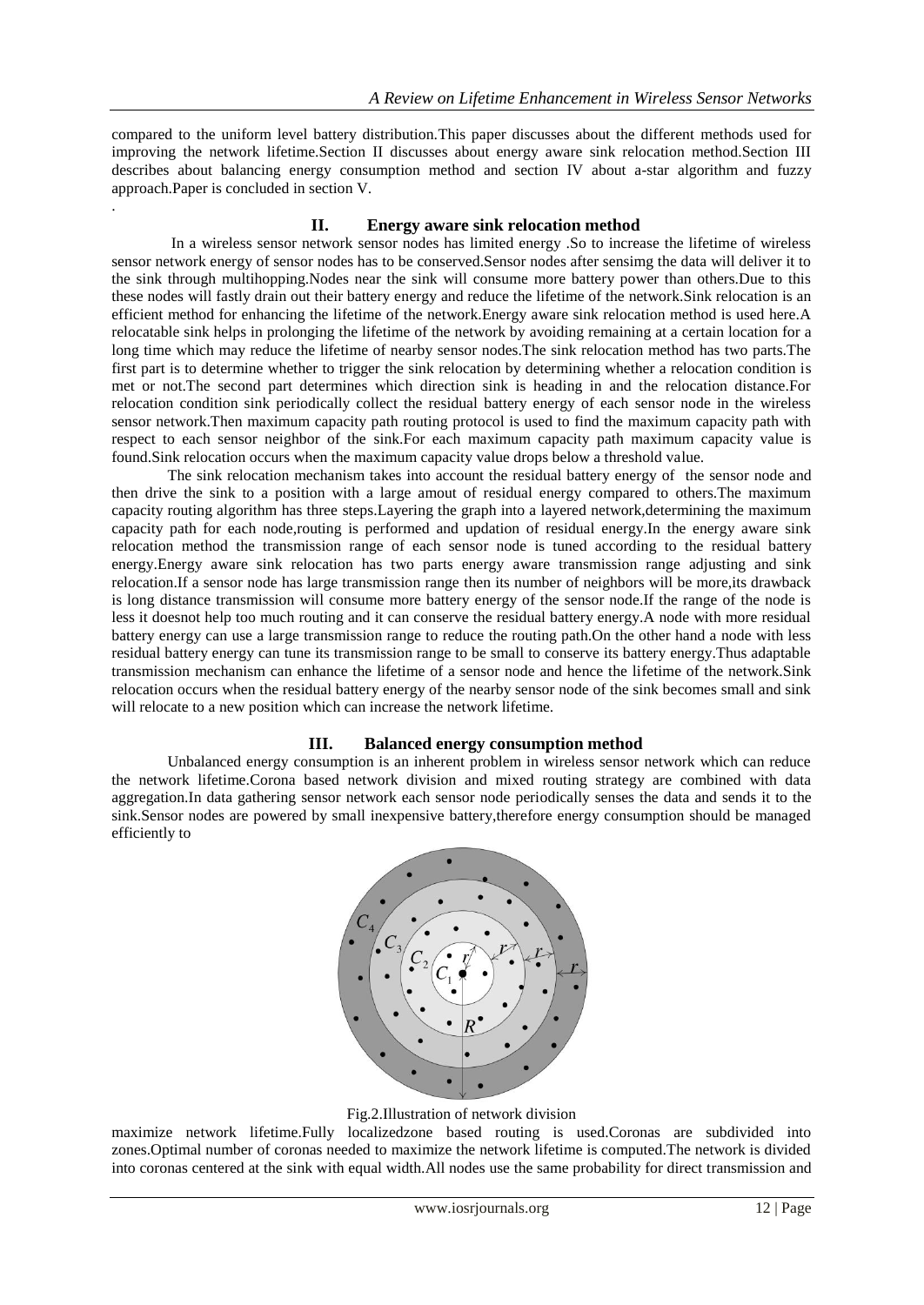compared to the uniform level battery distribution.This paper discusses about the different methods used for improving the network lifetime.Section II discusses about energy aware sink relocation method.Section III describes about balancing energy consumption method and section IV about a-star algorithm and fuzzy approach.Paper is concluded in section V.

.

## II. Energy aware sink relocation method

In a wireless sensor network sensor nodes has limited energy .So to increase the lifetime of wireless sensor network energy of sensor nodes has to be conserved.Sensor nodes after sensimg the data will deliver it to the sink through multihopping.Nodes near the sink will consume more battery power than others.Due to this these nodes will fastly drain out their battery energy and reduce the lifetime of the network.Sink relocation is an efficient method for enhancing the lifetime of the network.Energy aware sink relocation method is used here.A relocatable sink helps in prolonging the lifetime of the network by avoiding remaining at a certain location for a long time which may reduce the lifetime of nearby sensor nodes.The sink relocation method has two parts.The first part is to determine whether to trigger the sink relocation by determining whether a relocation condition is met or not.The second part determines which direction sink is heading in and the relocation distance.For relocation condition sink periodically collect the residual battery energy of each sensor node in the wireless sensor network.Then maximum capacity path routing protocol is used to find the maximum capacity path with respect to each sensor neighbor of the sink.For each maximum capacity path maximum capacity value is found.Sink relocation occurs when the maximum capacity value drops below a threshold value.

The sink relocation mechanism takes into account the residual battery energy of the sensor node and then drive the sink to a position with a large amout of residual energy compared to others.The maximum capacity routing algorithm has three steps.Layering the graph into a layered network,determining the maximum capacity path for each node,routing is performed and updation of residual energy.In the energy aware sink relocation method the transmission range of each sensor node is tuned according to the residual battery energy.Energy aware sink relocation has two parts energy aware transmission range adjusting and sink relocation.If a sensor node has large transmission range then its number of neighbors will be more,its drawback is long distance transmission will consume more battery energy of the sensor node.If the range of the node is less it doesnot help too much routing and it can conserve the residual battery energy.A node with more residual battery energy can use a large transmission range to reduce the routing path.On the other hand a node with less residual battery energy can tune its transmission range to be small to conserve its battery energy.Thus adaptable transmission mechanism can enhance the lifetime of a sensor node and hence the lifetime of the network.Sink relocation occurs when the residual battery energy of the nearby sensor node of the sink becomes small and sink will relocate to a new position which can increase the network lifetime.

## III. Balanced energy consumption method

Unbalanced energy consumption is an inherent problem in wireless sensor network which can reduce the network lifetime.Corona based network division and mixed routing strategy are combined with data aggregation.In data gathering sensor network each sensor node periodically senses the data and sends it to the sink.Sensor nodes are powered by small inexpensive battery,therefore energy consumption should be managed efficiently to

Fig.2.Illustration of network division

maximize network lifetime.Fully localizedzone based routing is used.Coronas are subdivided into zones.Optimal number of coronas needed to maximize the network lifetime is computed.The network is divided into coronas centered at the sink with equal width.All nodes use the same probability for direct transmission and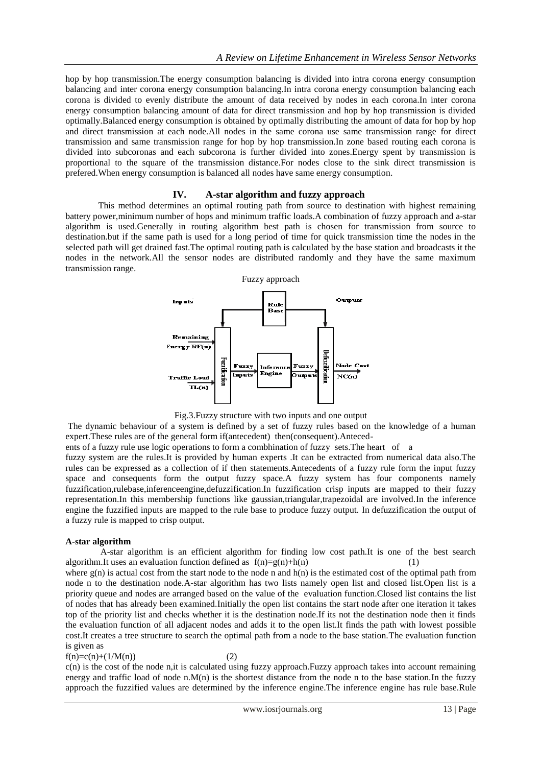hop by hop transmission.The energy consumption balancing is divided into intra corona energy consumption balancing and inter corona energy consumption balancing.In intra corona energy consumption balancing each corona is divided to evenly distribute the amount of data received by nodes in each corona.In inter corona energy consumption balancing amount of data for direct transmission and hop by hop transmission is divided optimally.Balanced energy consumption is obtained by optimally distributing the amount of data for hop by hop and direct transmission at each node.All nodes in the same corona use same transmission range for direct transmission and same transmission range for hop by hop transmission.In zone based routing each corona is divided into subcoronas and each subcorona is further divided into zones.Energy spent by transmission is proportional to the square of the transmission distance.For nodes close to the sink direct transmission is prefered.When energy consumption is balanced all nodes have same energy consumption.

## IV. A-star algorithm and fuzzy approach

This method determines an optimal routing path from source to destination with highest remaining battery power,minimum number of hops and minimum traffic loads.A combination of fuzzy approach and a-star algorithm is used.Generally in routing algorithm best path is chosen for transmission from source to destination.but if the same path is used for a long period of time for quick transmission time the nodes in the selected path will get drained fast.The optimal routing path is calculated by the base station and broadcasts it the nodes in the network.All the sensor nodes are distributed randomly and they have the same maximum transmission range.

Fuzzy approach

Fig.3.Fuzzy structure with two inputs and one output

The dynamic behaviour of a system is defined by a set of fuzzy rules based on the knowledge of a human expert.These rules are of the general form if(antecedent) then(consequent).Antecedents of a fuzzy rule use logic operations to form a combhination of fuzzy sets.The heart of a fuzzy system are the rules.It is provided by human experts .It can be extracted from numerical data also.The rules can be expressed as a collection of if then statements.Antecedents of a fuzzy rule form the input fuzzy space and consequents form the output fuzzy space.A fuzzy system has four components namely fuzzification,rulebase,inferenceengine,defuzzification.In fuzzification crisp inputs are mapped to their fuzzy representation.In this membership functions like gaussian,triangular,trapezoidal are involved.In the inference engine the fuzzified inputs are mapped to the rule base to produce fuzzy output. In defuzzification the output of a fuzzy rule is mapped to crisp output.

**A-star algorithm**

A-star algorithm is an efficient algorithm for finding low cost path.It is one of the best search algorithm.It uses an evaluation function defined as $f(n)=g(n)+h(n)$ (1)

where $g(n)$ is actual cost from the start node to the node n and $h(n)$ is the estimated cost of the optimal path from node n to the destination node.A-star algorithm has two lists namely open list and closed list.Open list is a priority queue and nodes are arranged based on the value of the evaluation function.Closed list contains the list of nodes that has already been examined.Initially the open list contains the start node after one iteration it takes top of the priority list and checks whether it is the destination node.If its not the destination node then it finds the evaluation function of all adjacent nodes and adds it to the open list.It finds the path with lowest possible cost.It creates a tree structure to search the optimal path from a node to the base station.The evaluation function is given as

$$f(n)=c(n)+(1/M(n)) \quad (2)$$

$c(n)$ is the cost of the node n,it is calculated using fuzzy approach.Fuzzy approach takes into account remaining energy and traffic load of node n.$M(n)$ is the shortest distance from the node n to the base station.In the fuzzy approach the fuzzified values are determined by the inference engine.The inference engine has rule base.Rule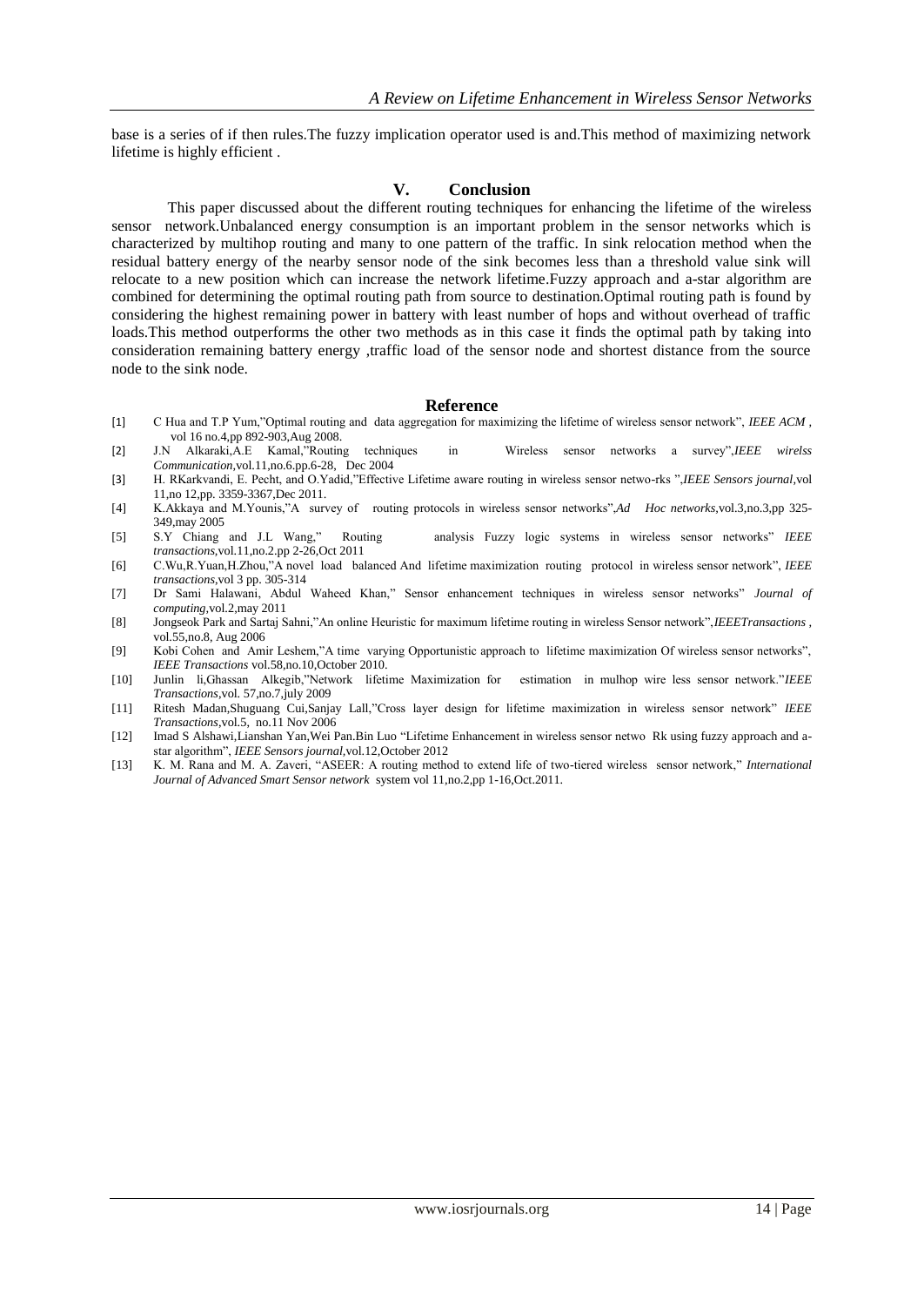base is a series of if then rules.The fuzzy implication operator used is and.This method of maximizing network lifetime is highly efficient .

## V. Conclusion

This paper discussed about the different routing techniques for enhancing the lifetime of the wireless sensor network.Unbalanced energy consumption is an important problem in the sensor networks which is characterized by multihop routing and many to one pattern of the traffic. In sink relocation method when the residual battery energy of the nearby sensor node of the sink becomes less than a threshold value sink will relocate to a new position which can increase the network lifetime.Fuzzy approach and a-star algorithm are combined for determining the optimal routing path from source to destination.Optimal routing path is found by considering the highest remaining power in battery with least number of hops and without overhead of traffic loads.This method outperforms the other two methods as in this case it finds the optimal path by taking into consideration remaining battery energy ,traffic load of the sensor node and shortest distance from the source node to the sink node.

## Reference

[1] C Hua and T.P Yum,"Optimal routing and data aggregation for maximizing the lifetime of wireless sensor network", *IEEE ACM* , vol 16 no.4,pp 892-903,Aug 2008.

[2] J.N Alkaraki,A.E Kamal,"Routing techniques in Wireless sensor networks a survey",*IEEE wirelss Communication*,vol.11,no.6.pp.6-28, Dec 2004

[3] H. RKarkvandi, E. Pecht, and O.Yadid,"Effective Lifetime aware routing in wireless sensor netwo-rks ",*IEEE Sensors journal*,vol 11,no 12,pp. 3359-3367,Dec 2011.

[4] K.Akkaya and M.Younis,"A survey of routing protocols in wireless sensor networks",*Ad Hoc networks*,vol.3,no.3,pp 325-349,may 2005

[5] S.Y Chiang and J.L Wang," Routing analysis Fuzzy logic systems in wireless sensor networks" *IEEE transactions*,vol.11,no.2.pp 2-26,Oct 2011

[6] C.Wu,R.Yuan,H.Zhou,"A novel load balanced And lifetime maximization routing protocol in wireless sensor network", *IEEE transactions*,vol 3 pp. 305-314

[7] Dr Sami Halawani, Abdul Waheed Khan," Sensor enhancement techniques in wireless sensor networks" *Journal of computing*,vol.2,may 2011

[8] Jongseok Park and Sartaj Sahni,"An online Heuristic for maximum lifetime routing in wireless Sensor network",*IEEETransactions* , vol.55,no.8, Aug 2006

[9] Kobi Cohen and Amir Leshem,"A time varying Opportunistic approach to lifetime maximization Of wireless sensor networks", *IEEE Transactions* vol.58,no.10,October 2010.

[10] Junlin li,Ghassan Alkegib,"Network lifetime Maximization for estimation in mulhop wire less sensor network."*IEEE Transactions*,vol. 57,no.7,july 2009

[11] Ritesh Madan,Shuguang Cui,Sanjay Lall,"Cross layer design for lifetime maximization in wireless sensor network" *IEEE Transactions*,vol.5, no.11 Nov 2006

[12] Imad S Alshawi,Lianshan Yan,Wei Pan.Bin Luo "Lifetime Enhancement in wireless sensor netwo Rk using fuzzy approach and a-star algorithm", *IEEE Sensors journal*,vol.12,October 2012

[13] K. M. Rana and M. A. Zaveri, "ASEER: A routing method to extend life of two-tiered wireless sensor network," *International Journal of Advanced Smart Sensor network* system vol 11,no.2,pp 1-16,Oct.2011.